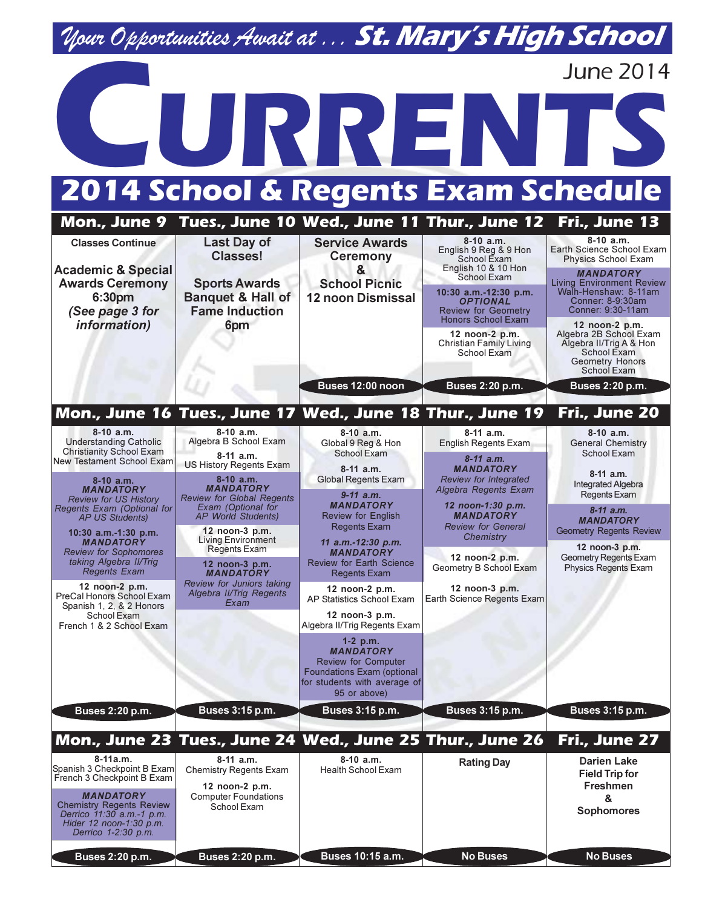*Your Opportunities Await at . . .* **St. Mary's High School**

June 2014

# CURRENTS

## 2014 School & Regents Exam Schedule

| Mon., June 9 | Tues., June 10 | Wed., June 11 | Thur., June 12 | Fri., June 13 |
|---|---|---|---|---|
| **Classes Continue**<br><br>**Academic & Special Awards Ceremony 6:30pm** ***(See page 3 for information)*** | **Last Day of Classes!**<br><br>**Sports Awards Banquet & Hall of Fame Induction 6pm** | **Service Awards Ceremony & School Picnic 12 noon Dismissal** | **8-10 a.m.** English 9 Reg & 9 Hon School Exam English 10 & 10 Hon School Exam<br><br>**10:30 a.m.-12:30 p.m.** ***OPTIONAL*** Review for Geometry Honors School Exam<br><br>**12 noon-2 p.m.** Christian Family Living School Exam | **8-10 a.m.** Earth Science School Exam Physics School Exam<br><br>***MANDATORY*** Living Environment Review Walh-Henshaw: 8-11am Conner: 8-9:30am Conner: 9:30-11am<br><br>**12 noon-2 p.m.** Algebra 2B School Exam Algebra II/Trig A & Hon School Exam Geometry Honors School Exam |
| | | **Buses 12:00 noon** | **Buses 2:20 p.m.** | **Buses 2:20 p.m.** |

| Mon., June 16 | Tues., June 17 | Wed., June 18 | Thur., June 19 | Fri., June 20 |
|---|---|---|---|---|
| **8-10 a.m.** Understanding Catholic Christianity School Exam New Testament School Exam<br><br>**8-10 a.m.** ***MANDATORY*** *Review for US History Regents Exam (Optional for AP US Students)*<br><br>**10:30 a.m.-1:30 p.m.** ***MANDATORY*** *Review for Sophomores taking Algebra II/Trig Regents Exam*<br><br>**12 noon-2 p.m.** PreCal Honors School Exam Spanish 1, 2, & 2 Honors School Exam French 1 & 2 School Exam | **8-10 a.m.** Algebra B School Exam<br><br>**8-11 a.m.** US History Regents Exam<br><br>**8-10 a.m.** ***MANDATORY*** *Review for Global Regents Exam (Optional for AP World Students)*<br><br>**12 noon-3 p.m.** Living Environment Regents Exam<br><br>**12 noon-3 p.m.** ***MANDATORY*** *Review for Juniors taking Algebra II/Trig Regents Exam* | **8-10 a.m.** Global 9 Reg & Hon School Exam<br><br>**8-11 a.m.** Global Regents Exam<br><br>***9-11 a.m.*** ***MANDATORY*** Review for English Regents Exam<br><br>***11 a.m.-12:30 p.m.*** ***MANDATORY*** Review for Earth Science Regents Exam<br><br>**12 noon-2 p.m.** AP Statistics School Exam<br><br>**12 noon-3 p.m.** Algebra II/Trig Regents Exam<br><br>**1-2 p.m.** ***MANDATORY*** Review for Computer Foundations Exam (optional for students with average of 95 or above) | **8-11 a.m.** English Regents Exam<br><br>***8-11 a.m.*** ***MANDATORY*** *Review for Integrated Algebra Regents Exam*<br><br>***12 noon-1:30 p.m.*** ***MANDATORY*** *Review for General Chemistry*<br><br>**12 noon-2 p.m.** Geometry B School Exam<br><br>**12 noon-3 p.m.** Earth Science Regents Exam | **8-10 a.m.** General Chemistry School Exam<br><br>**8-11 a.m.** Integrated Algebra Regents Exam<br><br>***8-11 a.m.*** ***MANDATORY*** Geometry Regents Review<br><br>**12 noon-3 p.m.** Geometry Regents Exam Physics Regents Exam |
| **Buses 2:20 p.m.** | **Buses 3:15 p.m.** | **Buses 3:15 p.m.** | **Buses 3:15 p.m.** | **Buses 3:15 p.m.** |

| Mon., June 23 | Tues., June 24 | Wed., June 25 | Thur., June 26 | Fri., June 27 |
|---|---|---|---|---|
| **8-11a.m.** Spanish 3 Checkpoint B Exam French 3 Checkpoint B Exam<br><br>***MANDATORY*** Chemistry Regents Review *Derrico 11:30 a.m.-1 p.m.* *Hider 12 noon-1:30 p.m.* *Derrico 1-2:30 p.m.* | **8-11 a.m.** Chemistry Regents Exam<br><br>**12 noon-2 p.m.** Computer Foundations School Exam | **8-10 a.m.** Health School Exam | **Rating Day** | **Darien Lake Field Trip for Freshmen & Sophomores** |
| **Buses 2:20 p.m.** | **Buses 2:20 p.m.** | **Buses 10:15 a.m.** | **No Buses** | **No Buses** |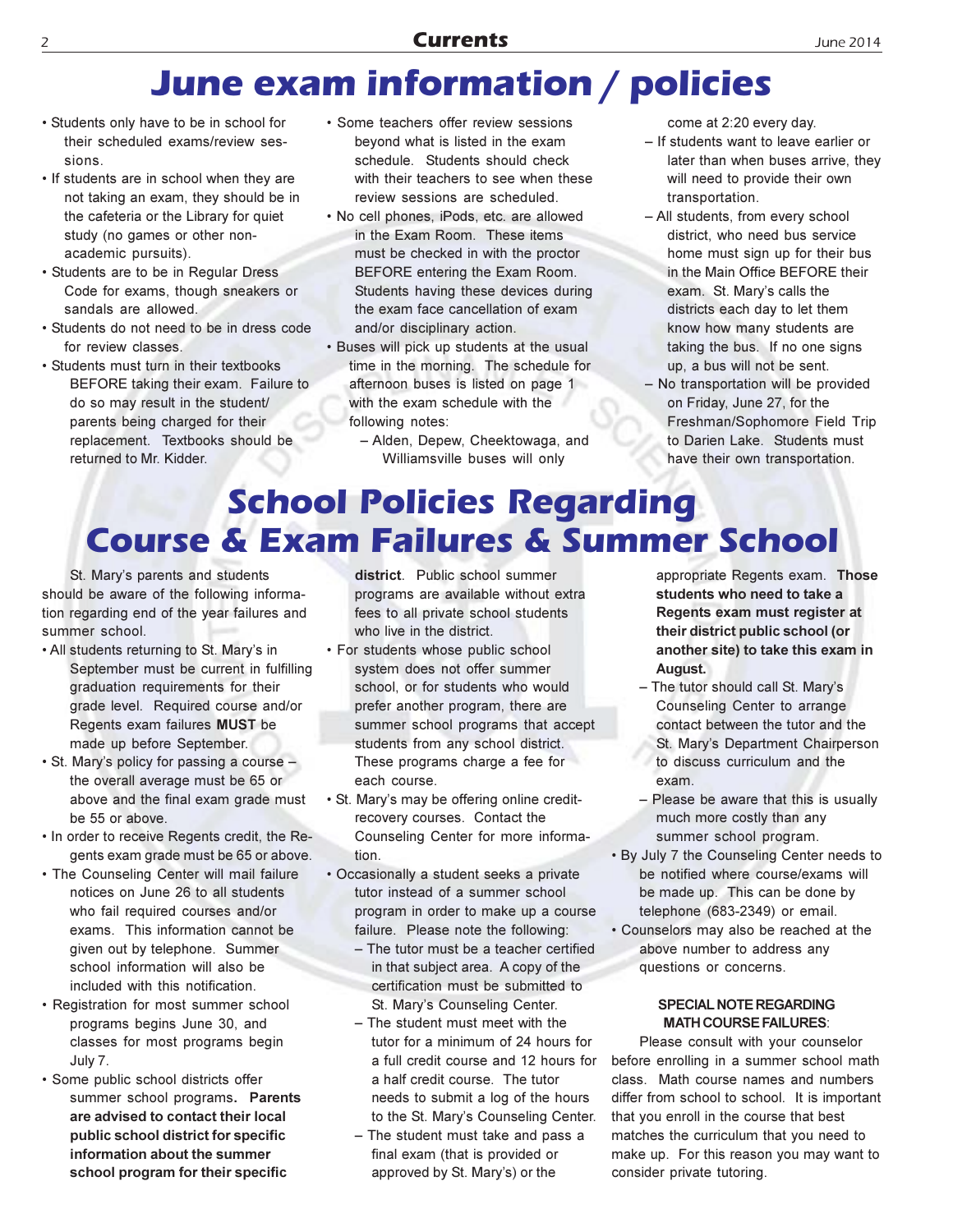# June exam information / policies

- Students only have to be in school for their scheduled exams/review sessions.
- If students are in school when they are not taking an exam, they should be in the cafeteria or the Library for quiet study (no games or other non-academic pursuits).
- Students are to be in Regular Dress Code for exams, though sneakers or sandals are allowed.
- Students do not need to be in dress code for review classes.
- Students must turn in their textbooks BEFORE taking their exam. Failure to do so may result in the student/parents being charged for their replacement. Textbooks should be returned to Mr. Kidder.
- Some teachers offer review sessions beyond what is listed in the exam schedule. Students should check with their teachers to see when these review sessions are scheduled.
- No cell phones, iPods, etc. are allowed in the Exam Room. These items must be checked in with the proctor BEFORE entering the Exam Room. Students having these devices during the exam face cancellation of exam and/or disciplinary action.
- Buses will pick up students at the usual time in the morning. The schedule for afternoon buses is listed on page 1 with the exam schedule with the following notes:
  - Alden, Depew, Cheektowaga, and Williamsville buses will only come at 2:20 every day.
  - If students want to leave earlier or later than when buses arrive, they will need to provide their own transportation.
  - All students, from every school district, who need bus service home must sign up for their bus in the Main Office BEFORE their exam. St. Mary's calls the districts each day to let them know how many students are taking the bus. If no one signs up, a bus will not be sent.
  - No transportation will be provided on Friday, June 27, for the Freshman/Sophomore Field Trip to Darien Lake. Students must have their own transportation.

# School Policies Regarding Course & Exam Failures & Summer School

St. Mary's parents and students should be aware of the following information regarding end of the year failures and summer school.

- All students returning to St. Mary's in September must be current in fulfilling graduation requirements for their grade level. Required course and/or Regents exam failures **MUST** be made up before September.
- St. Mary's policy for passing a course – the overall average must be 65 or above and the final exam grade must be 55 or above.
- In order to receive Regents credit, the Regents exam grade must be 65 or above.
- The Counseling Center will mail failure notices on June 26 to all students who fail required courses and/or exams. This information cannot be given out by telephone. Summer school information will also be included with this notification.
- Registration for most summer school programs begins June 30, and classes for most programs begin July 7.
- Some public school districts offer summer school programs. **Parents are advised to contact their local public school district for specific information about the summer school program for their specific district**. Public school summer programs are available without extra fees to all private school students who live in the district.
- For students whose public school system does not offer summer school, or for students who would prefer another program, there are summer school programs that accept students from any school district. These programs charge a fee for each course.
- St. Mary's may be offering online credit-recovery courses. Contact the Counseling Center for more information.
- Occasionally a student seeks a private tutor instead of a summer school program in order to make up a course failure. Please note the following:
  - The tutor must be a teacher certified in that subject area. A copy of the certification must be submitted to St. Mary's Counseling Center.
  - The student must meet with the tutor for a minimum of 24 hours for a full credit course and 12 hours for a half credit course. The tutor needs to submit a log of the hours to the St. Mary's Counseling Center.
  - The student must take and pass a final exam (that is provided or approved by St. Mary's) or the appropriate Regents exam. **Those students who need to take a Regents exam must register at their district public school (or another site) to take this exam in August.**
  - The tutor should call St. Mary's Counseling Center to arrange contact between the tutor and the St. Mary's Department Chairperson to discuss curriculum and the exam.
  - Please be aware that this is usually much more costly than any summer school program.
- By July 7 the Counseling Center needs to be notified where course/exams will be made up. This can be done by telephone (683-2349) or email.
- Counselors may also be reached at the above number to address any questions or concerns.

**SPECIAL NOTE REGARDING MATH COURSE FAILURES**:

Please consult with your counselor before enrolling in a summer school math class. Math course names and numbers differ from school to school. It is important that you enroll in the course that best matches the curriculum that you need to make up. For this reason you may want to consider private tutoring.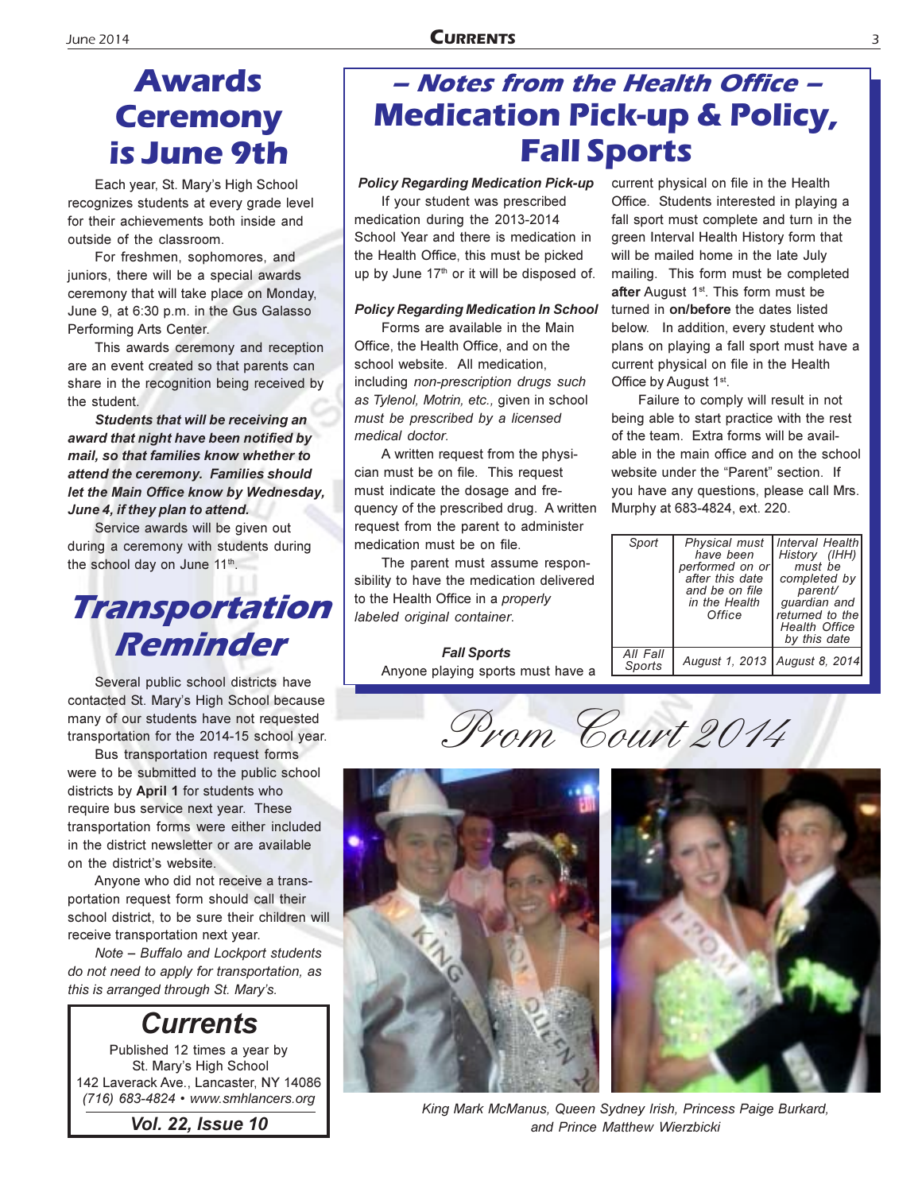# Awards Ceremony is June 9th

Each year, St. Mary's High School recognizes students at every grade level for their achievements both inside and outside of the classroom.

For freshmen, sophomores, and juniors, there will be a special awards ceremony that will take place on Monday, June 9, at 6:30 p.m. in the Gus Galasso Performing Arts Center.

This awards ceremony and reception are an event created so that parents can share in the recognition being received by the student.

***Students that will be receiving an award that night have been notified by mail, so that families know whether to attend the ceremony. Families should let the Main Office know by Wednesday, June 4, if they plan to attend.***

Service awards will be given out during a ceremony with students during the school day on June 11th.

# Transportation Reminder

Several public school districts have contacted St. Mary's High School because many of our students have not requested transportation for the 2014-15 school year.

Bus transportation request forms were to be submitted to the public school districts by **April 1** for students who require bus service next year. These transportation forms were either included in the district newsletter or are available on the district's website.

Anyone who did not receive a transportation request form should call their school district, to be sure their children will receive transportation next year.

*Note – Buffalo and Lockport students do not need to apply for transportation, as this is arranged through St. Mary's.*

## Currents

Published 12 times a year by
St. Mary's High School
142 Laverack Ave., Lancaster, NY 14086
*(716) 683-4824 • www.smhlancers.org*

***Vol. 22, Issue 10***

# – Notes from the Health Office –
# Medication Pick-up & Policy, Fall Sports

***Policy Regarding Medication Pick-up***

If your student was prescribed medication during the 2013-2014 School Year and there is medication in the Health Office, this must be picked up by June 17th or it will be disposed of.

***Policy Regarding Medication In School***

Forms are available in the Main Office, the Health Office, and on the school website. All medication, including *non-prescription drugs such as Tylenol, Motrin, etc., given in school must be prescribed by a licensed medical doctor.*

A written request from the physician must be on file. This request must indicate the dosage and frequency of the prescribed drug. A written request from the parent to administer medication must be on file.

The parent must assume responsibility to have the medication delivered to the Health Office in a *properly labeled original container*.

***Fall Sports***

Anyone playing sports must have a current physical on file in the Health Office. Students interested in playing a fall sport must complete and turn in the green Interval Health History form that will be mailed home in the late July mailing. This form must be completed **after** August 1st. This form must be turned in **on/before** the dates listed below. In addition, every student who plans on playing a fall sport must have a current physical on file in the Health Office by August 1st.

Failure to comply will result in not being able to start practice with the rest of the team. Extra forms will be available in the main office and on the school website under the "Parent" section. If you have any questions, please call Mrs. Murphy at 683-4824, ext. 220.

| *Sport* | *Physical must have been performed on or after this date and be on file in the Health Office* | *Interval Health History (IHH) must be completed by parent/ guardian and returned to the Health Office by this date* |
|---|---|---|
| *All Fall Sports* | *August 1, 2013* | *August 8, 2014* |

# Prom Court 2014

*King Mark McManus, Queen Sydney Irish, Princess Paige Burkard, and Prince Matthew Wierzbicki*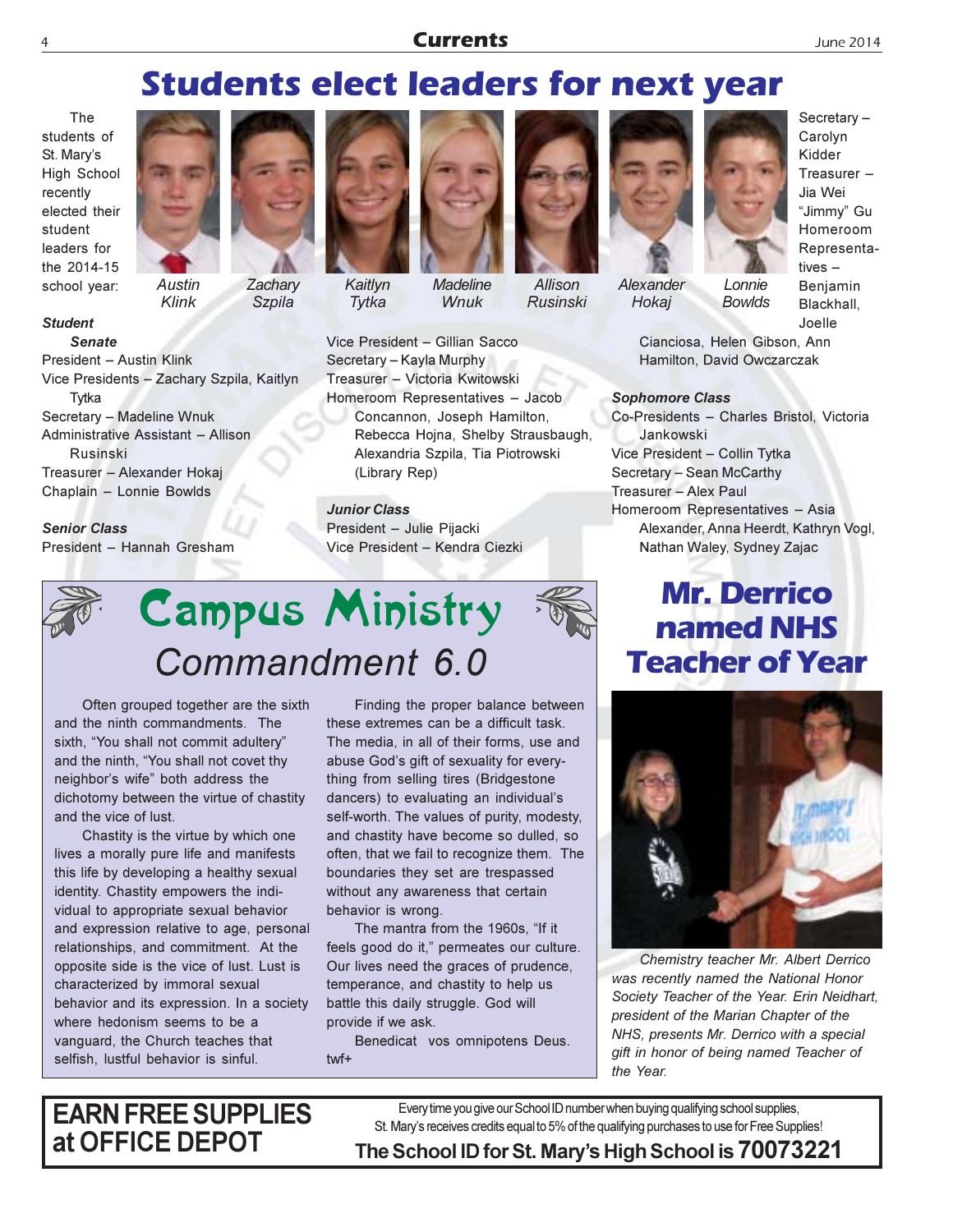# Students elect leaders for next year

The students of St. Mary's High School recently elected their student leaders for the 2014-15 school year:

*Austin Klink* *Zachary Szpila* *Kaitlyn Tytka* *Madeline Wnuk* *Allison Rusinski* *Alexander Hokaj* *Lonnie Bowlds*

***Student Senate***

President – Austin Klink
Vice Presidents – Zachary Szpila, Kaitlyn Tytka
Secretary – Madeline Wnuk
Administrative Assistant – Allison Rusinski
Treasurer – Alexander Hokaj
Chaplain – Lonnie Bowlds

***Senior Class***

President – Hannah Gresham
Vice President – Gillian Sacco
Secretary – Kayla Murphy
Treasurer – Victoria Kwitowski
Homeroom Representatives – Jacob Concannon, Joseph Hamilton, Rebecca Hojna, Shelby Strausbaugh, Alexandria Szpila, Tia Piotrowski (Library Rep)

***Junior Class***

President – Julie Pijacki
Vice President – Kendra Ciezki
Secretary – Carolyn Kidder
Treasurer – Jia Wei "Jimmy" Gu
Homeroom Representatives – Benjamin Blackhall, Joelle Cianciosa, Helen Gibson, Ann Hamilton, David Owczarczak

***Sophomore Class***

Co-Presidents – Charles Bristol, Victoria Jankowski
Vice President – Collin Tytka
Secretary – Sean McCarthy
Treasurer – Alex Paul
Homeroom Representatives – Asia Alexander, Anna Heerdt, Kathryn Vogl, Nathan Waley, Sydney Zajac

# Campus Ministry

## *Commandment 6.0*

Often grouped together are the sixth and the ninth commandments. The sixth, "You shall not commit adultery" and the ninth, "You shall not covet thy neighbor's wife" both address the dichotomy between the virtue of chastity and the vice of lust.

Chastity is the virtue by which one lives a morally pure life and manifests this life by developing a healthy sexual identity. Chastity empowers the individual to appropriate sexual behavior and expression relative to age, personal relationships, and commitment. At the opposite side is the vice of lust. Lust is characterized by immoral sexual behavior and its expression. In a society where hedonism seems to be a vanguard, the Church teaches that selfish, lustful behavior is sinful.

Finding the proper balance between these extremes can be a difficult task. The media, in all of their forms, use and abuse God's gift of sexuality for everything from selling tires (Bridgestone dancers) to evaluating an individual's self-worth. The values of purity, modesty, and chastity have become so dulled, so often, that we fail to recognize them. The boundaries they set are trespassed without any awareness that certain behavior is wrong.

The mantra from the 1960s, "If it feels good do it," permeates our culture. Our lives need the graces of prudence, temperance, and chastity to help us battle this daily struggle. God will provide if we ask.

Benedicat vos omnipotens Deus.
twf+

# Mr. Derrico named NHS Teacher of Year

*Chemistry teacher Mr. Albert Derrico was recently named the National Honor Society Teacher of the Year. Erin Neidhart, president of the Marian Chapter of the NHS, presents Mr. Derrico with a special gift in honor of being named Teacher of the Year.*

**EARN FREE SUPPLIES at OFFICE DEPOT**

Every time you give our School ID number when buying qualifying school supplies, St. Mary's receives credits equal to 5% of the qualifying purchases to use for Free Supplies!

**The School ID for St. Mary's High School is 70073221**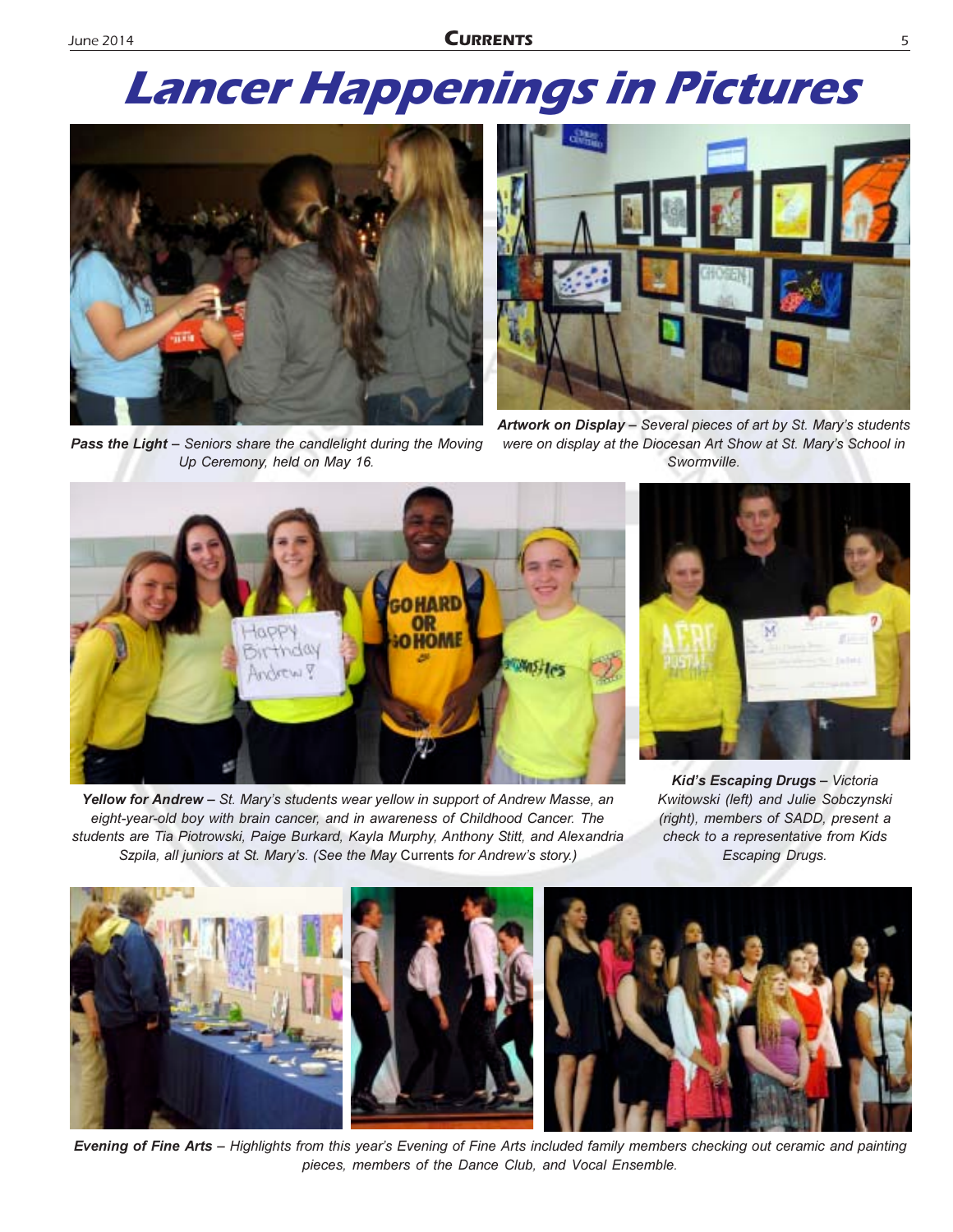# Lancer Happenings in Pictures

***Pass the Light*** *– Seniors share the candlelight during the Moving Up Ceremony, held on May 16.*

***Artwork on Display*** *– Several pieces of art by St. Mary's students were on display at the Diocesan Art Show at St. Mary's School in Swormville.*

***Yellow for Andrew*** *– St. Mary's students wear yellow in support of Andrew Masse, an eight-year-old boy with brain cancer, and in awareness of Childhood Cancer. The students are Tia Piotrowski, Paige Burkard, Kayla Murphy, Anthony Stitt, and Alexandria Szpila, all juniors at St. Mary's. (See the May* Currents *for Andrew's story.)*

***Kid's Escaping Drugs*** *– Victoria Kwitowski (left) and Julie Sobczynski (right), members of SADD, present a check to a representative from Kids Escaping Drugs.*

***Evening of Fine Arts*** *– Highlights from this year's Evening of Fine Arts included family members checking out ceramic and painting pieces, members of the Dance Club, and Vocal Ensemble.*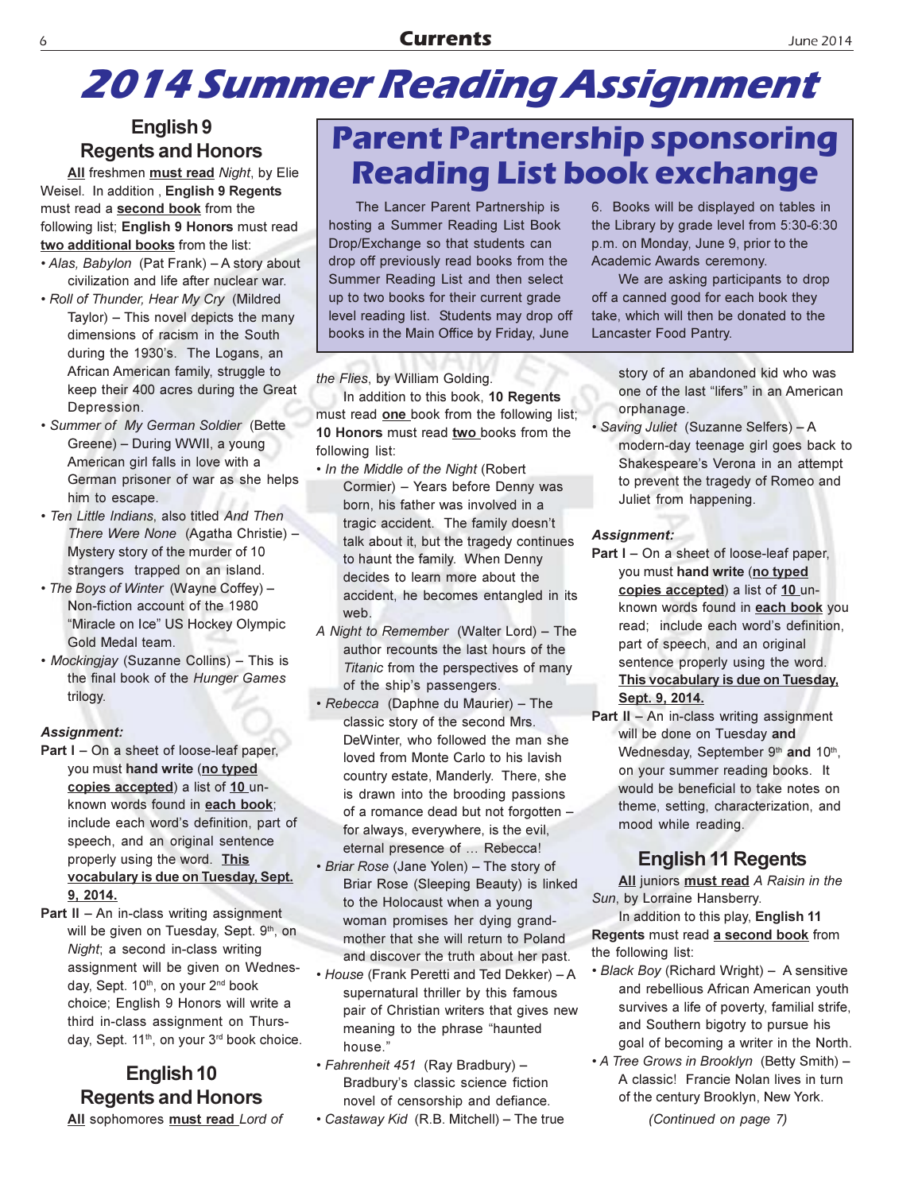# 2014 Summer Reading Assignment

## Parent Partnership sponsoring Reading List book exchange

The Lancer Parent Partnership is hosting a Summer Reading List Book Drop/Exchange so that students can drop off previously read books from the Summer Reading List and then select up to two books for their current grade level reading list. Students may drop off books in the Main Office by Friday, June 6. Books will be displayed on tables in the Library by grade level from 5:30-6:30 p.m. on Monday, June 9, prior to the Academic Awards ceremony.

We are asking participants to drop off a canned good for each book they take, which will then be donated to the Lancaster Food Pantry.

## English 9 Regents and Honors

**<u>All</u>** freshmen **<u>must read</u>** *Night*, by Elie Weisel. In addition , **English 9 Regents** must read a **<u>second book</u>** from the following list; **English 9 Honors** must read **<u>two additional books</u>** from the list:

- *Alas, Babylon* (Pat Frank) – A story about civilization and life after nuclear war.
- *Roll of Thunder, Hear My Cry* (Mildred Taylor) – This novel depicts the many dimensions of racism in the South during the 1930's. The Logans, an African American family, struggle to keep their 400 acres during the Great Depression.
- *Summer of My German Soldier* (Bette Greene) – During WWII, a young American girl falls in love with a German prisoner of war as she helps him to escape.
- *Ten Little Indians*, also titled *And Then There Were None* (Agatha Christie) – Mystery story of the murder of 10 strangers trapped on an island.
- *The Boys of Winter* (Wayne Coffey) – Non-fiction account of the 1980 "Miracle on Ice" US Hockey Olympic Gold Medal team.
- *Mockingjay* (Suzanne Collins) – This is the final book of the *Hunger Games* trilogy.

***Assignment:***

**Part I** – On a sheet of loose-leaf paper, you must **hand write** (**<u>no typed copies accepted</u>**) a list of **<u>10</u>** un-known words found in **<u>each book</u>**; include each word's definition, part of speech, and an original sentence properly using the word. **<u>This vocabulary is due on Tuesday, Sept. 9, 2014.</u>**

**Part II** – An in-class writing assignment will be given on Tuesday, Sept. 9th, on *Night*; a second in-class writing assignment will be given on Wednesday, Sept. 10th, on your 2nd book choice; English 9 Honors will write a third in-class assignment on Thursday, Sept. 11th, on your 3rd book choice.

## English 10 Regents and Honors

**<u>All</u>** sophomores **<u>must read</u>** *Lord of the Flies*, by William Golding.

In addition to this book, **10 Regents** must read **<u>one</u>** book from the following list; **10 Honors** must read **<u>two</u>** books from the following list:

- *In the Middle of the Night* (Robert Cormier) – Years before Denny was born, his father was involved in a tragic accident. The family doesn't talk about it, but the tragedy continues to haunt the family. When Denny decides to learn more about the accident, he becomes entangled in its web.
- *A Night to Remember* (Walter Lord) – The author recounts the last hours of the *Titanic* from the perspectives of many of the ship's passengers.
- *Rebecca* (Daphne du Maurier) – The classic story of the second Mrs. DeWinter, who followed the man she loved from Monte Carlo to his lavish country estate, Manderly. There, she is drawn into the brooding passions of a romance dead but not forgotten – for always, everywhere, is the evil, eternal presence of … Rebecca!
- *Briar Rose* (Jane Yolen) – The story of Briar Rose (Sleeping Beauty) is linked to the Holocaust when a young woman promises her dying grand-mother that she will return to Poland and discover the truth about her past.
- *House* (Frank Peretti and Ted Dekker) – A supernatural thriller by this famous pair of Christian writers that gives new meaning to the phrase "haunted house."
- *Fahrenheit 451* (Ray Bradbury) – Bradbury's classic science fiction novel of censorship and defiance.
- *Castaway Kid* (R.B. Mitchell) – The true story of an abandoned kid who was one of the last "lifers" in an American orphanage.
- *Saving Juliet* (Suzanne Selfers) – A modern-day teenage girl goes back to Shakespeare's Verona in an attempt to prevent the tragedy of Romeo and Juliet from happening.

***Assignment:***

**Part I** – On a sheet of loose-leaf paper, you must **hand write** (**<u>no typed copies accepted</u>**) a list of **<u>10</u>** un-known words found in **<u>each book</u>** you read; include each word's definition, part of speech, and an original sentence properly using the word. **<u>This vocabulary is due on Tuesday, Sept. 9, 2014.</u>**

**Part II** – An in-class writing assignment will be done on Tuesday **and** Wednesday, September 9th **and** 10th, on your summer reading books. It would be beneficial to take notes on theme, setting, characterization, and mood while reading.

## English 11 Regents

**<u>All</u>** juniors **<u>must read</u>** *A Raisin in the Sun*, by Lorraine Hansberry.

In addition to this play, **English 11 Regents** must read **<u>a second book</u>** from the following list:

- *Black Boy* (Richard Wright) – A sensitive and rebellious African American youth survives a life of poverty, familial strife, and Southern bigotry to pursue his goal of becoming a writer in the North.
- *A Tree Grows in Brooklyn* (Betty Smith) – A classic! Francie Nolan lives in turn of the century Brooklyn, New York.

*(Continued on page 7)*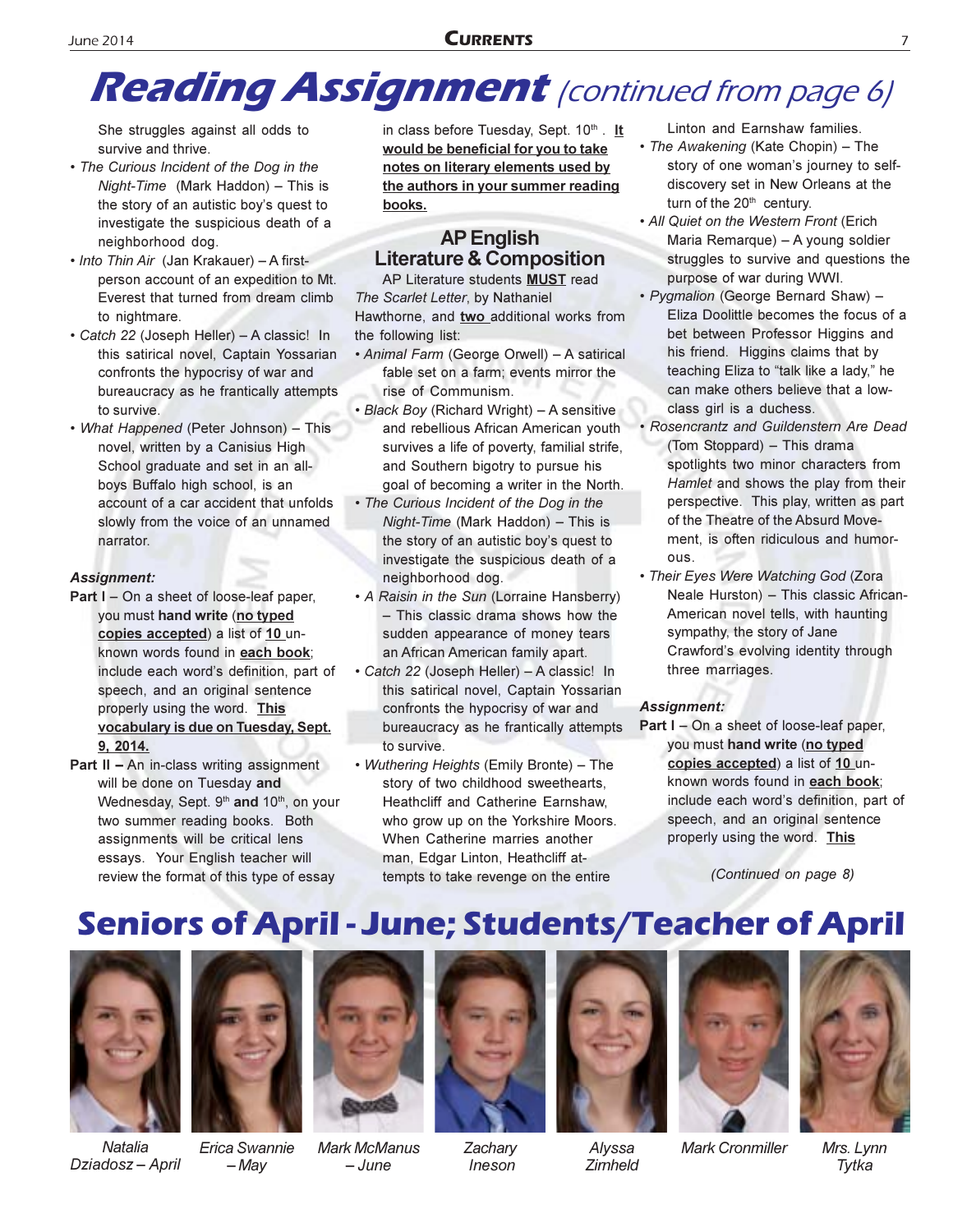# Reading Assignment *(continued from page 6)*

She struggles against all odds to survive and thrive.

- *The Curious Incident of the Dog in the Night-Time* (Mark Haddon) – This is the story of an autistic boy's quest to investigate the suspicious death of a neighborhood dog.
- *Into Thin Air* (Jan Krakauer) – A first-person account of an expedition to Mt. Everest that turned from dream climb to nightmare.
- *Catch 22* (Joseph Heller) – A classic! In this satirical novel, Captain Yossarian confronts the hypocrisy of war and bureaucracy as he frantically attempts to survive.
- *What Happened* (Peter Johnson) – This novel, written by a Canisius High School graduate and set in an all-boys Buffalo high school, is an account of a car accident that unfolds slowly from the voice of an unnamed narrator.

***Assignment:***

**Part I** – On a sheet of loose-leaf paper, you must **hand write** (**no typed copies accepted**) a list of **10** unknown words found in **each book**; include each word's definition, part of speech, and an original sentence properly using the word. **This vocabulary is due on Tuesday, Sept. 9, 2014.**

**Part II –** An in-class writing assignment will be done on Tuesday **and** Wednesday, Sept. 9th **and** 10th, on your two summer reading books. Both assignments will be critical lens essays. Your English teacher will review the format of this type of essay in class before Tuesday, Sept. 10th. **It would be beneficial for you to take notes on literary elements used by the authors in your summer reading books.**

## AP English Literature & Composition

AP Literature students **MUST** read *The Scarlet Letter*, by Nathaniel Hawthorne, and **two** additional works from the following list:

- *Animal Farm* (George Orwell) – A satirical fable set on a farm; events mirror the rise of Communism.
- *Black Boy* (Richard Wright) – A sensitive and rebellious African American youth survives a life of poverty, familial strife, and Southern bigotry to pursue his goal of becoming a writer in the North.
- *The Curious Incident of the Dog in the Night-Time* (Mark Haddon) – This is the story of an autistic boy's quest to investigate the suspicious death of a neighborhood dog.
- *A Raisin in the Sun* (Lorraine Hansberry) – This classic drama shows how the sudden appearance of money tears an African American family apart.
- *Catch 22* (Joseph Heller) – A classic! In this satirical novel, Captain Yossarian confronts the hypocrisy of war and bureaucracy as he frantically attempts to survive.
- *Wuthering Heights* (Emily Bronte) – The story of two childhood sweethearts, Heathcliff and Catherine Earnshaw, who grow up on the Yorkshire Moors. When Catherine marries another man, Edgar Linton, Heathcliff attempts to take revenge on the entire Linton and Earnshaw families.
- *The Awakening* (Kate Chopin) – The story of one woman's journey to self-discovery set in New Orleans at the turn of the 20th century.
- *All Quiet on the Western Front* (Erich Maria Remarque) – A young soldier struggles to survive and questions the purpose of war during WWI.
- *Pygmalion* (George Bernard Shaw) – Eliza Doolittle becomes the focus of a bet between Professor Higgins and his friend. Higgins claims that by teaching Eliza to "talk like a lady," he can make others believe that a low-class girl is a duchess.
- *Rosencrantz and Guildenstern Are Dead* (Tom Stoppard) – This drama spotlights two minor characters from *Hamlet* and shows the play from their perspective. This play, written as part of the Theatre of the Absurd Movement, is often ridiculous and humorous.
- *Their Eyes Were Watching God* (Zora Neale Hurston) – This classic African-American novel tells, with haunting sympathy, the story of Jane Crawford's evolving identity through three marriages.

***Assignment:***

**Part I** – On a sheet of loose-leaf paper, you must **hand write** (**no typed copies accepted**) a list of **10** unknown words found in **each book**; include each word's definition, part of speech, and an original sentence properly using the word. **This**

*(Continued on page 8)*

# Seniors of April - June; Students/Teacher of April

*Natalia Dziadosz – April* | *Erica Swannie – May* | *Mark McManus – June* | *Zachary Ineson* | *Alyssa Zimheld* | *Mark Cronmiller* | *Mrs. Lynn Tytka*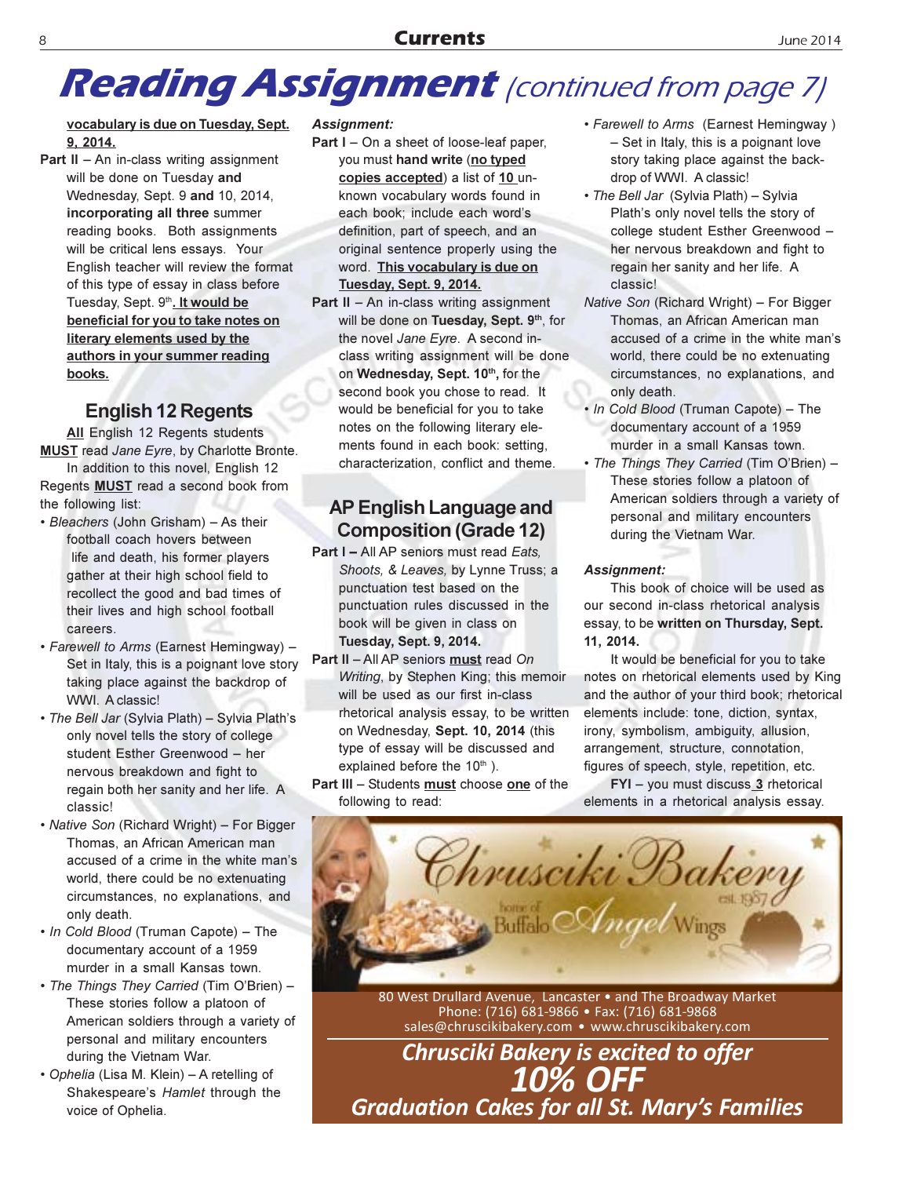# Reading Assignment *(continued from page 7)*

**vocabulary is due on Tuesday, Sept. 9, 2014.**

**Part II** – An in-class writing assignment will be done on Tuesday **and** Wednesday, Sept. 9 **and** 10, 2014, **incorporating all three** summer reading books. Both assignments will be critical lens essays. Your English teacher will review the format of this type of essay in class before Tuesday, Sept. 9th**. It would be beneficial for you to take notes on literary elements used by the authors in your summer reading books.**

## English 12 Regents

**All** English 12 Regents students **MUST** read *Jane Eyre*, by Charlotte Bronte.

In addition to this novel, English 12 Regents **MUST** read a second book from the following list:

- *Bleachers* (John Grisham) – As their football coach hovers between life and death, his former players gather at their high school field to recollect the good and bad times of their lives and high school football careers.
- *Farewell to Arms* (Earnest Hemingway) – Set in Italy, this is a poignant love story taking place against the backdrop of WWI. A classic!
- *The Bell Jar* (Sylvia Plath) – Sylvia Plath's only novel tells the story of college student Esther Greenwood – her nervous breakdown and fight to regain both her sanity and her life. A classic!
- *Native Son* (Richard Wright) – For Bigger Thomas, an African American man accused of a crime in the white man's world, there could be no extenuating circumstances, no explanations, and only death.
- *In Cold Blood* (Truman Capote) – The documentary account of a 1959 murder in a small Kansas town.
- *The Things They Carried* (Tim O'Brien) – These stories follow a platoon of American soldiers through a variety of personal and military encounters during the Vietnam War.
- *Ophelia* (Lisa M. Klein) – A retelling of Shakespeare's *Hamlet* through the voice of Ophelia.

***Assignment:***

**Part I** – On a sheet of loose-leaf paper, you must **hand write** (**no typed copies accepted**) a list of **10** unknown vocabulary words found in each book; include each word's definition, part of speech, and an original sentence properly using the word. **This vocabulary is due on Tuesday, Sept. 9, 2014.**

**Part II** – An in-class writing assignment will be done on **Tuesday, Sept. 9th**, for the novel *Jane Eyre*. A second in-class writing assignment will be done on **Wednesday, Sept. 10th**, for the second book you chose to read. It would be beneficial for you to take notes on the following literary elements found in each book: setting, characterization, conflict and theme.

## AP English Language and Composition (Grade 12)

**Part I** – All AP seniors must read *Eats, Shoots, & Leaves,* by Lynne Truss; a punctuation test based on the punctuation rules discussed in the book will be given in class on **Tuesday, Sept. 9, 2014.**

**Part II** – All AP seniors **must** read *On Writing*, by Stephen King; this memoir will be used as our first in-class rhetorical analysis essay, to be written on Wednesday, **Sept. 10, 2014** (this type of essay will be discussed and explained before the 10th ).

**Part III** – Students **must** choose **one** of the following to read:

- *Farewell to Arms* (Earnest Hemingway ) – Set in Italy, this is a poignant love story taking place against the backdrop of WWI. A classic!
- *The Bell Jar* (Sylvia Plath) – Sylvia Plath's only novel tells the story of college student Esther Greenwood – her nervous breakdown and fight to regain her sanity and her life. A classic!
- *Native Son* (Richard Wright) – For Bigger Thomas, an African American man accused of a crime in the white man's world, there could be no extenuating circumstances, no explanations, and only death.
- *In Cold Blood* (Truman Capote) – The documentary account of a 1959 murder in a small Kansas town.
- *The Things They Carried* (Tim O'Brien) – These stories follow a platoon of American soldiers through a variety of personal and military encounters during the Vietnam War.

***Assignment:***

This book of choice will be used as our second in-class rhetorical analysis essay, to be **written on Thursday, Sept. 11, 2014.**

It would be beneficial for you to take notes on rhetorical elements used by King and the author of your third book; rhetorical elements include: tone, diction, syntax, irony, symbolism, ambiguity, allusion, arrangement, structure, connotation, figures of speech, style, repetition, etc.

**FYI** – you must discuss **3** rhetorical elements in a rhetorical analysis essay.

---

Chrusciki Bakery est. 1987
home of Buffalo Angel Wings

80 West Drullard Avenue, Lancaster • and The Broadway Market
Phone: (716) 681-9866 • Fax: (716) 681-9868
sales@chruscikibakery.com • www.chruscikibakery.com

***Chrusciki Bakery is excited to offer***
***10% OFF***
***Graduation Cakes for all St. Mary's Families***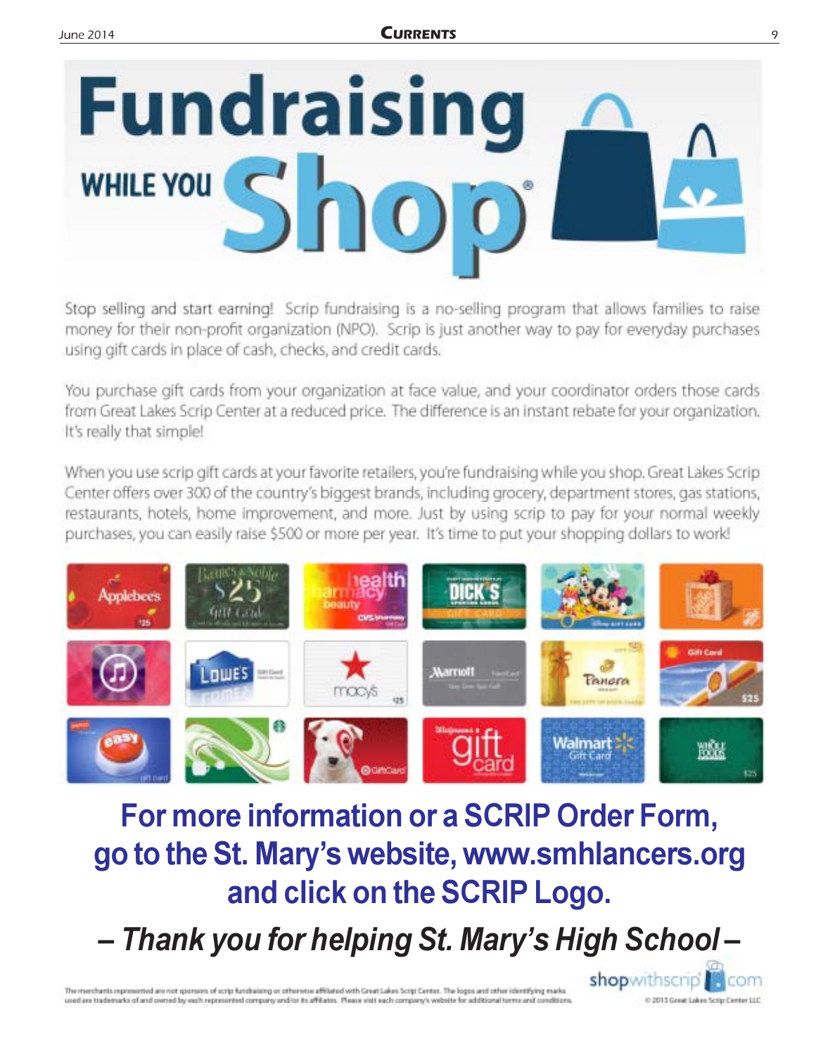# Fundraising WHILE YOU Shop®

Stop selling and start earning! Scrip fundraising is a no-selling program that allows families to raise money for their non-profit organization (NPO). Scrip is just another way to pay for everyday purchases using gift cards in place of cash, checks, and credit cards.

You purchase gift cards from your organization at face value, and your coordinator orders those cards from Great Lakes Scrip Center at a reduced price. The difference is an instant rebate for your organization. It's really that simple!

When you use scrip gift cards at your favorite retailers, you're fundraising while you shop. Great Lakes Scrip Center offers over 300 of the country's biggest brands, including grocery, department stores, gas stations, restaurants, hotels, home improvement, and more. Just by using scrip to pay for your normal weekly purchases, you can easily raise $500 or more per year. It's time to put your shopping dollars to work!

## For more information or a SCRIP Order Form, go to the St. Mary's website, www.smhlancers.org and click on the SCRIP Logo.

***– Thank you for helping St. Mary's High School –***

The merchants represented are not sponsors of scrip fundraising or otherwise affiliated with Great Lakes Scrip Center. The logos and other identifying marks used are trademarks of and owned by each represented company and/or its affiliates. Please visit each company's website for additional terms and conditions.

shopwithscrip.com

© 2013 Great Lakes Scrip Center LLC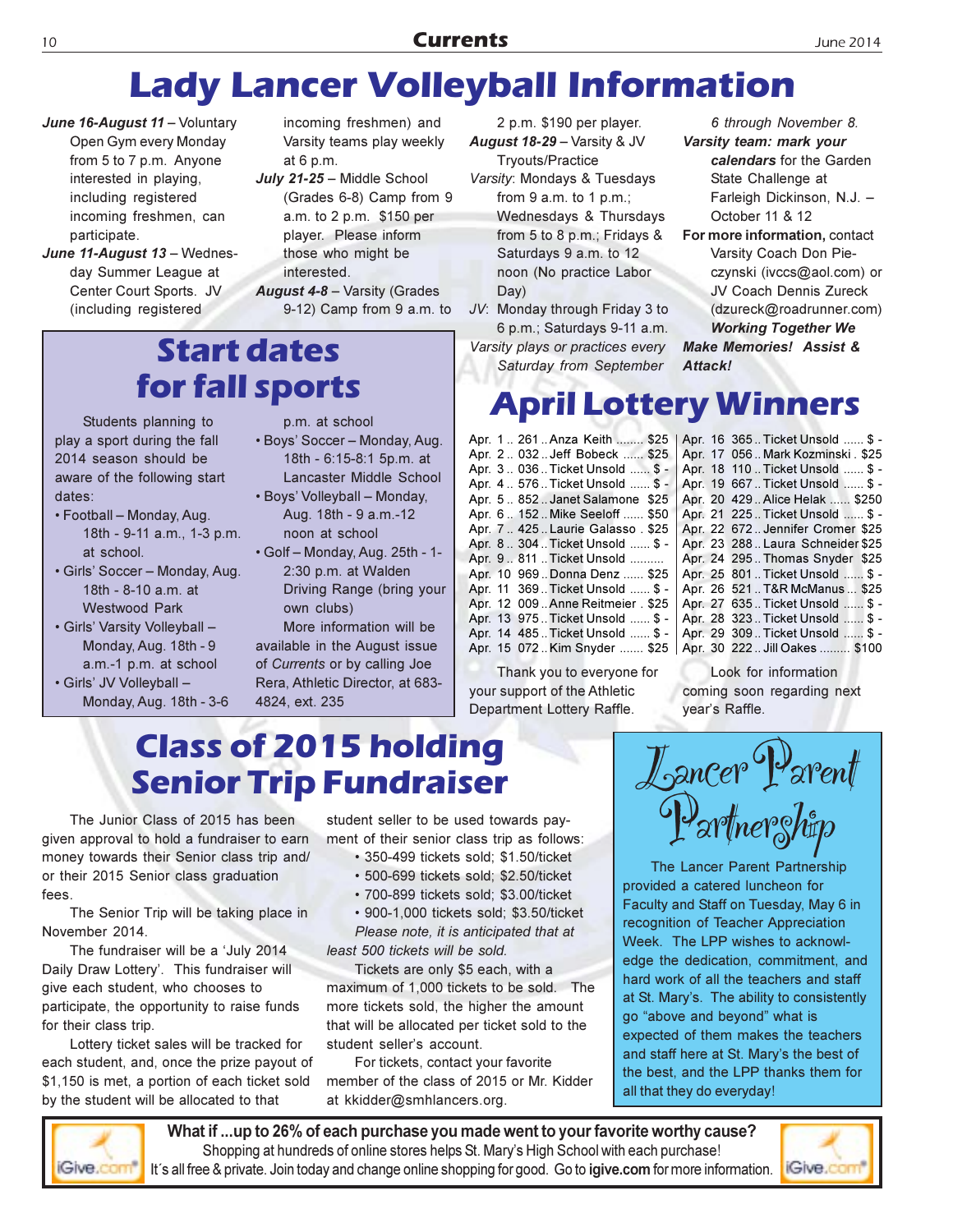# Lady Lancer Volleyball Information

***June 16-August 11*** – Voluntary Open Gym every Monday from 5 to 7 p.m. Anyone interested in playing, including registered incoming freshmen, can participate.

***June 11-August 13*** – Wednesday Summer League at Center Court Sports. JV (including registered incoming freshmen) and Varsity teams play weekly at 6 p.m.

***July 21-25*** – Middle School (Grades 6-8) Camp from 9 a.m. to 2 p.m. $150 per player. Please inform those who might be interested.

***August 4-8*** – Varsity (Grades 9-12) Camp from 9 a.m. to 2 p.m. $190 per player.

***August 18-29*** – Varsity & JV Tryouts/Practice

*Varsity*: Mondays & Tuesdays from 9 a.m. to 1 p.m.; Wednesdays & Thursdays from 5 to 8 p.m.; Fridays & Saturdays 9 a.m. to 12 noon (No practice Labor Day)

*JV*: Monday through Friday 3 to 6 p.m.; Saturdays 9-11 a.m.

*Varsity plays or practices every Saturday from September 6 through November 8.*

***Varsity team: mark your calendars*** for the Garden State Challenge at Farleigh Dickinson, N.J. – October 11 & 12

**For more information,** contact Varsity Coach Don Pieczynski (ivccs@aol.com) or JV Coach Dennis Zureck (dzureck@roadrunner.com)

***Working Together We Make Memories! Assist & Attack!***

## Start dates for fall sports

Students planning to play a sport during the fall 2014 season should be aware of the following start dates:

- Football – Monday, Aug. 18th - 9-11 a.m., 1-3 p.m. at school.
- Girls' Soccer – Monday, Aug. 18th - 8-10 a.m. at Westwood Park
- Girls' Varsity Volleyball – Monday, Aug. 18th - 9 a.m.-1 p.m. at school
- Girls' JV Volleyball – Monday, Aug. 18th - 3-6 p.m. at school
- Boys' Soccer – Monday, Aug. 18th - 6:15-8:1 5p.m. at Lancaster Middle School
- Boys' Volleyball – Monday, Aug. 18th - 9 a.m.-12 noon at school
- Golf – Monday, Aug. 25th - 1-2:30 p.m. at Walden Driving Range (bring your own clubs)

More information will be available in the August issue of *Currents* or by calling Joe Rera, Athletic Director, at 683-4824, ext. 235

# April Lottery Winners

| Date | No. | Winner | Prize |
|---|---|---|---|
| Apr. 1 | 261 | Anza Keith | $25 |
| Apr. 2 | 032 | Jeff Bobeck | $25 |
| Apr. 3 | 036 | Ticket Unsold | $ - |
| Apr. 4 | 576 | Ticket Unsold | $ - |
| Apr. 5 | 852 | Janet Salamone | $25 |
| Apr. 6 | 152 | Mike Seeloff | $50 |
| Apr. 7 | 425 | Laurie Galasso | $25 |
| Apr. 8 | 304 | Ticket Unsold | $ - |
| Apr. 9 | 811 | Ticket Unsold | |
| Apr. 10 | 969 | Donna Denz | $25 |
| Apr. 11 | 369 | Ticket Unsold | $ - |
| Apr. 12 | 009 | Anne Reitmeier | $25 |
| Apr. 13 | 975 | Ticket Unsold | $ - |
| Apr. 14 | 485 | Ticket Unsold | $ - |
| Apr. 15 | 072 | Kim Snyder | $25 |
| Apr. 16 | 365 | Ticket Unsold | $ - |
| Apr. 17 | 056 | Mark Kozminski | $25 |
| Apr. 18 | 110 | Ticket Unsold | $ - |
| Apr. 19 | 667 | Ticket Unsold | $ - |
| Apr. 20 | 429 | Alice Helak | $250 |
| Apr. 21 | 225 | Ticket Unsold | $ - |
| Apr. 22 | 672 | Jennifer Cromer | $25 |
| Apr. 23 | 288 | Laura Schneider | $25 |
| Apr. 24 | 295 | Thomas Snyder | $25 |
| Apr. 25 | 801 | Ticket Unsold | $ - |
| Apr. 26 | 521 | T&R McManus | $25 |
| Apr. 27 | 635 | Ticket Unsold | $ - |
| Apr. 28 | 323 | Ticket Unsold | $ - |
| Apr. 29 | 309 | Ticket Unsold | $ - |
| Apr. 30 | 222 | Jill Oakes | $100 |

Thank you to everyone for your support of the Athletic Department Lottery Raffle.

Look for information coming soon regarding next year's Raffle.

# Class of 2015 holding Senior Trip Fundraiser

The Junior Class of 2015 has been given approval to hold a fundraiser to earn money towards their Senior class trip and/or their 2015 Senior class graduation fees.

The Senior Trip will be taking place in November 2014.

The fundraiser will be a 'July 2014 Daily Draw Lottery'. This fundraiser will give each student, who chooses to participate, the opportunity to raise funds for their class trip.

Lottery ticket sales will be tracked for each student, and, once the prize payout of $1,150 is met, a portion of each ticket sold by the student will be allocated to that student seller's account to be used towards payment of their senior class trip as follows:

- 350-499 tickets sold; $1.50/ticket
- 500-699 tickets sold; $2.50/ticket
- 700-899 tickets sold; $3.00/ticket
- 900-1,000 tickets sold; $3.50/ticket

*Please note, it is anticipated that at least 500 tickets will be sold.*

Tickets are only $5 each, with a maximum of 1,000 tickets to be sold. The more tickets sold, the higher the amount that will be allocated per ticket sold to the student seller's account.

For tickets, contact your favorite member of the class of 2015 or Mr. Kidder at kkidder@smhlancers.org.

## Lancer Parent Partnership

The Lancer Parent Partnership provided a catered luncheon for Faculty and Staff on Tuesday, May 6 in recognition of Teacher Appreciation Week. The LPP wishes to acknowledge the dedication, commitment, and hard work of all the teachers and staff at St. Mary's. The ability to consistently go "above and beyond" what is expected of them makes the teachers and staff here at St. Mary's the best of the best, and the LPP thanks them for all that they do everyday!

**What if ...up to 26% of each purchase you made went to your favorite worthy cause?**

Shopping at hundreds of online stores helps St. Mary's High School with each purchase!

It's all free & private. Join today and change online shopping for good. Go to **igive.com** for more information.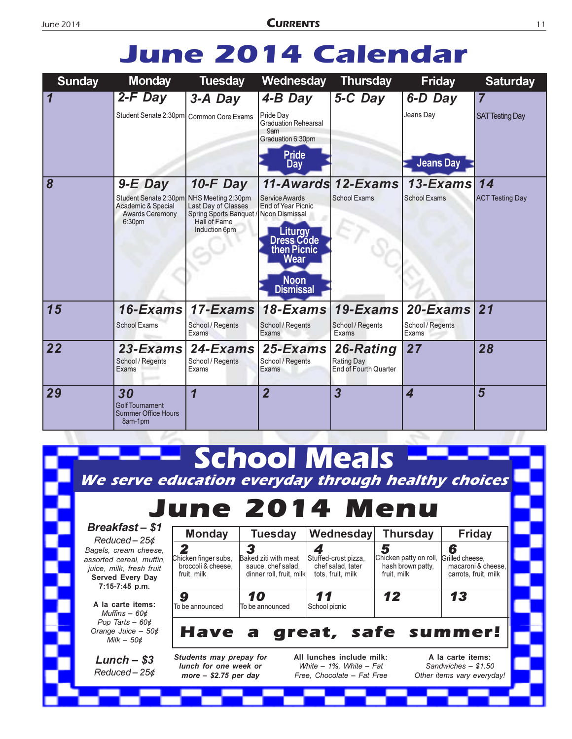# June 2014 Calendar

| Sunday | Monday | Tuesday | Wednesday | Thursday | Friday | Saturday |
|---|---|---|---|---|---|---|
| **1** | **2-F Day** Student Senate 2:30pm | **3-A Day** Common Core Exams | **4-B Day** Pride Day Graduation Rehearsal 9am Graduation 6:30pm **Pride Day** | **5-C Day** | **6-D Day** Jeans Day **Jeans Day** | **7** SAT Testing Day |
| **8** | **9-E Day** Student Senate 2:30pm Academic & Special Awards Ceremony 6:30pm | **10-F Day** NHS Meeting 2:30pm Last Day of Classes Spring Sports Banquet / Hall of Fame Induction 6pm | **11-Awards** Service Awards End of Year Picnic Noon Dismissal **Liturgy Dress Code then Picnic Wear** **Noon Dismissal** | **12-Exams** School Exams | **13-Exams** School Exams | **14** ACT Testing Day |
| **15** | **16-Exams** School Exams | **17-Exams** School / Regents Exams | **18-Exams** School / Regents Exams | **19-Exams** School / Regents Exams | **20-Exams** School / Regents Exams | **21** |
| **22** | **23-Exams** School / Regents Exams | **24-Exams** School / Regents Exams | **25-Exams** School / Regents Exams | **26-Rating** Rating Day End of Fourth Quarter | **27** | **28** |
| **29** | **30** Golf Tournament Summer Office Hours 8am-1pm | **1** | **2** | **3** | **4** | **5** |

# School Meals

***We serve education everyday through healthy choices***

## June 2014 Menu

***Breakfast – $1***
*Reduced – 25¢*
*Bagels, cream cheese, assorted cereal, muffin, juice, milk, fresh fruit*
**Served Every Day 7:15-7:45 p.m.**

**A la carte items:**
*Muffins – 60¢*
*Pop Tarts – 60¢*
*Orange Juice – 50¢*
*Milk – 50¢*

| Monday | Tuesday | Wednesday | Thursday | Friday |
|---|---|---|---|---|
| **2** Chicken finger subs, broccoli & cheese, fruit, milk | **3** Baked ziti with meat sauce, chef salad, dinner roll, fruit, milk | **4** Stuffed-crust pizza, chef salad, tater tots, fruit, milk | **5** Chicken patty on roll, hash brown patty, fruit, milk | **6** Grilled cheese, macaroni & cheese, carrots, fruit, milk |
| **9** To be announced | **10** To be announced | **11** School picnic | **12** | **13** |

**Have a great, safe summer!**

***Lunch – $3***
*Reduced – 25¢*

***Students may prepay for lunch for one week or more – $2.75 per day***

**All lunches include milk:**
*White – 1%, White – Fat Free, Chocolate – Fat Free*

**A la carte items:**
*Sandwiches – $1.50*
*Other items vary everyday!*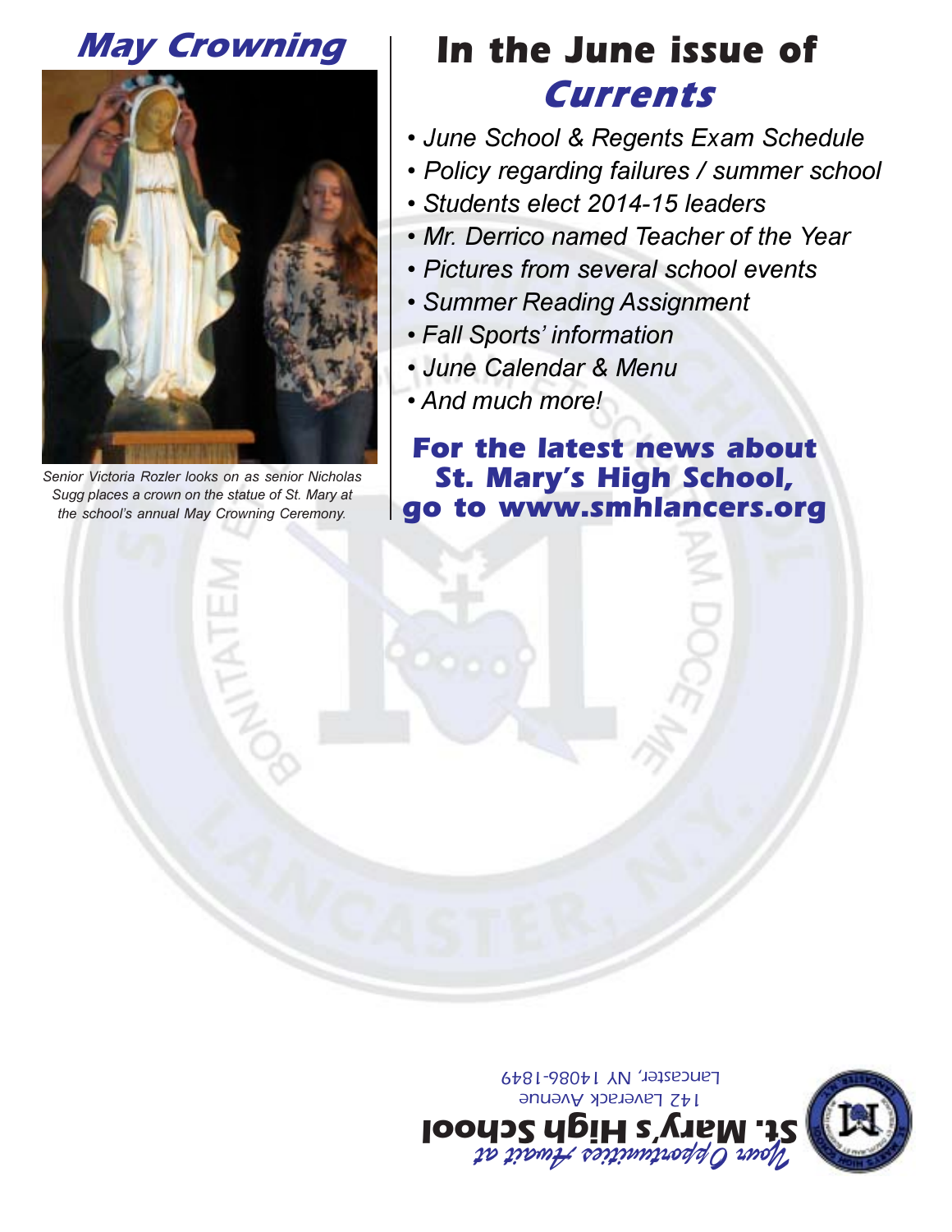## May Crowning

Senior Victoria Rozler looks on as senior Nicholas Sugg places a crown on the statue of St. Mary at the school's annual May Crowning Ceremony.

# In the June issue of *Currents*

- *June School & Regents Exam Schedule*
- *Policy regarding failures / summer school*
- *Students elect 2014-15 leaders*
- *Mr. Derrico named Teacher of the Year*
- *Pictures from several school events*
- *Summer Reading Assignment*
- *Fall Sports' information*
- *June Calendar & Menu*
- *And much more!*

**For the latest news about St. Mary's High School, go to www.smhlancers.org**

*Your Opportunities Await at*
**St. Mary's High School**
142 Laverack Avenue
Lancaster, NY 14086-1849